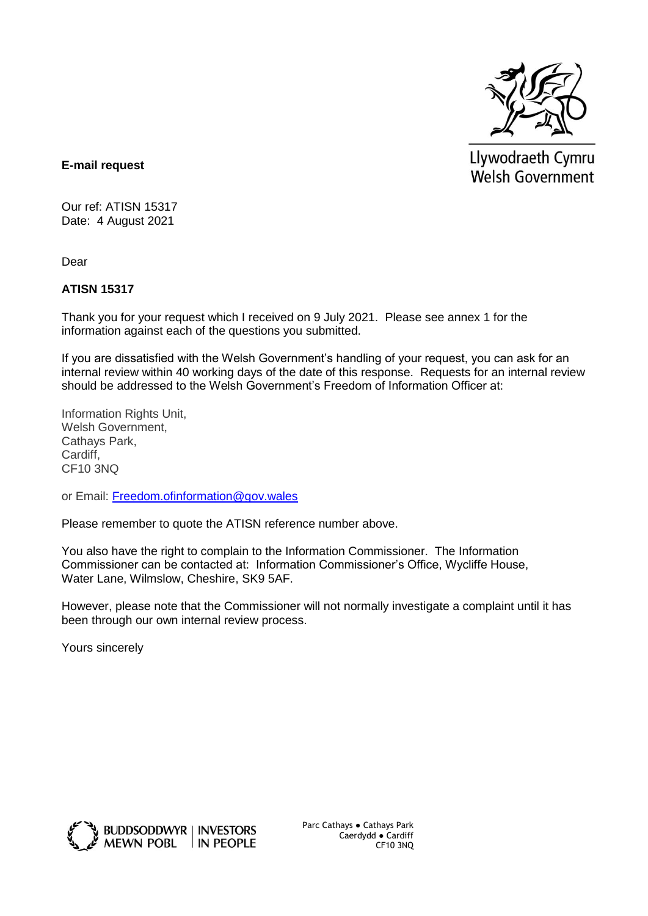Llywodraeth Cymru
Welsh Government

**E-mail request**

Our ref: ATISN 15317
Date: 4 August 2021

Dear

**ATISN 15317**

Thank you for your request which I received on 9 July 2021. Please see annex 1 for the information against each of the questions you submitted.

If you are dissatisfied with the Welsh Government's handling of your request, you can ask for an internal review within 40 working days of the date of this response. Requests for an internal review should be addressed to the Welsh Government's Freedom of Information Officer at:

Information Rights Unit,
Welsh Government,
Cathays Park,
Cardiff,
CF10 3NQ

or Email: [Freedom.ofinformation@gov.wales](mailto:Freedom.ofinformation@gov.wales)

Please remember to quote the ATISN reference number above.

You also have the right to complain to the Information Commissioner. The Information Commissioner can be contacted at: Information Commissioner's Office, Wycliffe House, Water Lane, Wilmslow, Cheshire, SK9 5AF.

However, please note that the Commissioner will not normally investigate a complaint until it has been through our own internal review process.

Yours sincerely

BUDDSODDWYR MEWN POBL | INVESTORS IN PEOPLE

Parc Cathays ● Cathays Park
Caerdydd ● Cardiff
CF10 3NQ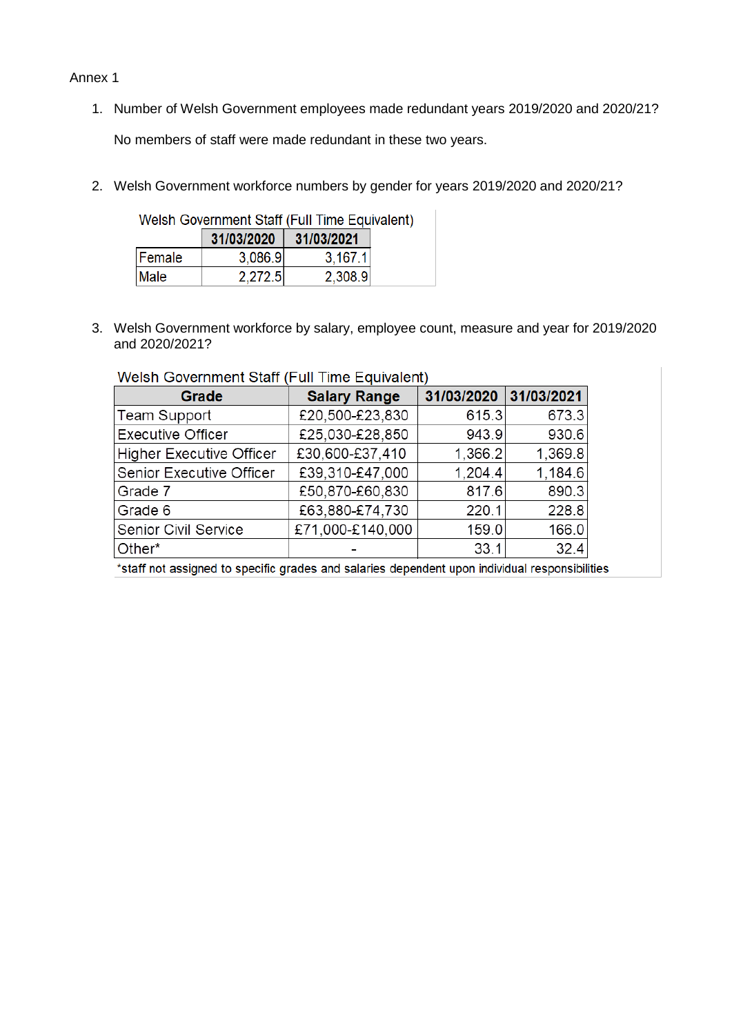Annex 1

1. Number of Welsh Government employees made redundant years 2019/2020 and 2020/21?

   No members of staff were made redundant in these two years.

2. Welsh Government workforce numbers by gender for years 2019/2020 and 2020/21?

Welsh Government Staff (Full Time Equivalent)

| | 31/03/2020 | 31/03/2021 |
|---|---|---|
| Female | 3,086.9 | 3,167.1 |
| Male | 2,272.5 | 2,308.9 |

3. Welsh Government workforce by salary, employee count, measure and year for 2019/2020 and 2020/2021?

Welsh Government Staff (Full Time Equivalent)

| Grade | Salary Range | 31/03/2020 | 31/03/2021 |
|---|---|---|---|
| Team Support | £20,500-£23,830 | 615.3 | 673.3 |
| Executive Officer | £25,030-£28,850 | 943.9 | 930.6 |
| Higher Executive Officer | £30,600-£37,410 | 1,366.2 | 1,369.8 |
| Senior Executive Officer | £39,310-£47,000 | 1,204.4 | 1,184.6 |
| Grade 7 | £50,870-£60,830 | 817.6 | 890.3 |
| Grade 6 | £63,880-£74,730 | 220.1 | 228.8 |
| Senior Civil Service | £71,000-£140,000 | 159.0 | 166.0 |
| Other* | - | 33.1 | 32.4 |

*staff not assigned to specific grades and salaries dependent upon individual responsibilities